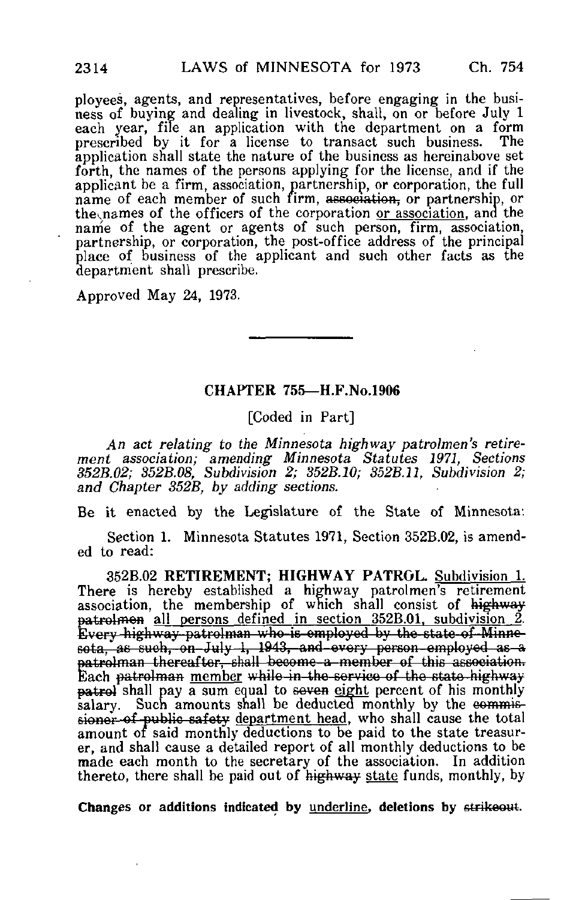ployees, agents, and representatives, before engaging in the business of buying and dealing in livestock, shall, on or before July 1 each year, file an application with the department on a form prescribed by it for a license to transact such business. The application shall state the nature of the business as hereinabove set forth, the names of the persons applying for the license, and if the applicant be a firm, association, partnership, or corporation, the full name of each member of such firm, ~~association,~~ or partnership, or the names of the officers of the corporation <u>or association</u>, and the name of the agent or agents of such person, firm, association, partnership, or corporation, the post-office address of the principal place of business of the applicant and such other facts as the department shall prescribe.

Approved May 24, 1973.

---

## CHAPTER 755—H.F.No.1906

[Coded in Part]

*An act relating to the Minnesota highway patrolmen's retirement association; amending Minnesota Statutes 1971, Sections 352B.02; 352B.08, Subdivision 2; 352B.10; 352B.11, Subdivision 2; and Chapter 352B, by adding sections.*

Be it enacted by the Legislature of the State of Minnesota:

Section 1. Minnesota Statutes 1971, Section 352B.02, is amended to read:

352B.02 **RETIREMENT; HIGHWAY PATROL.** <u>Subdivision 1.</u> There is hereby established a highway patrolmen's retirement association, the membership of which shall consist of ~~highway patrolmen~~ <u>all persons defined in section 352B.01, subdivision 2</u>. ~~Every highway patrolman who is employed by the state of Minnesota, as such, on July 1, 1943, and every person employed as a patrolman thereafter, shall become a member of this association.~~ Each ~~patrolman~~ <u>member</u> ~~while in the service of the state highway patrol~~ shall pay a sum equal to ~~seven~~ <u>eight</u> percent of his monthly salary. Such amounts shall be deducted monthly by the ~~commissioner of public safety~~ <u>department head</u>, who shall cause the total amount of said monthly deductions to be paid to the state treasurer, and shall cause a detailed report of all monthly deductions to be made each month to the secretary of the association. In addition thereto, there shall be paid out of ~~highway~~ <u>state</u> funds, monthly, by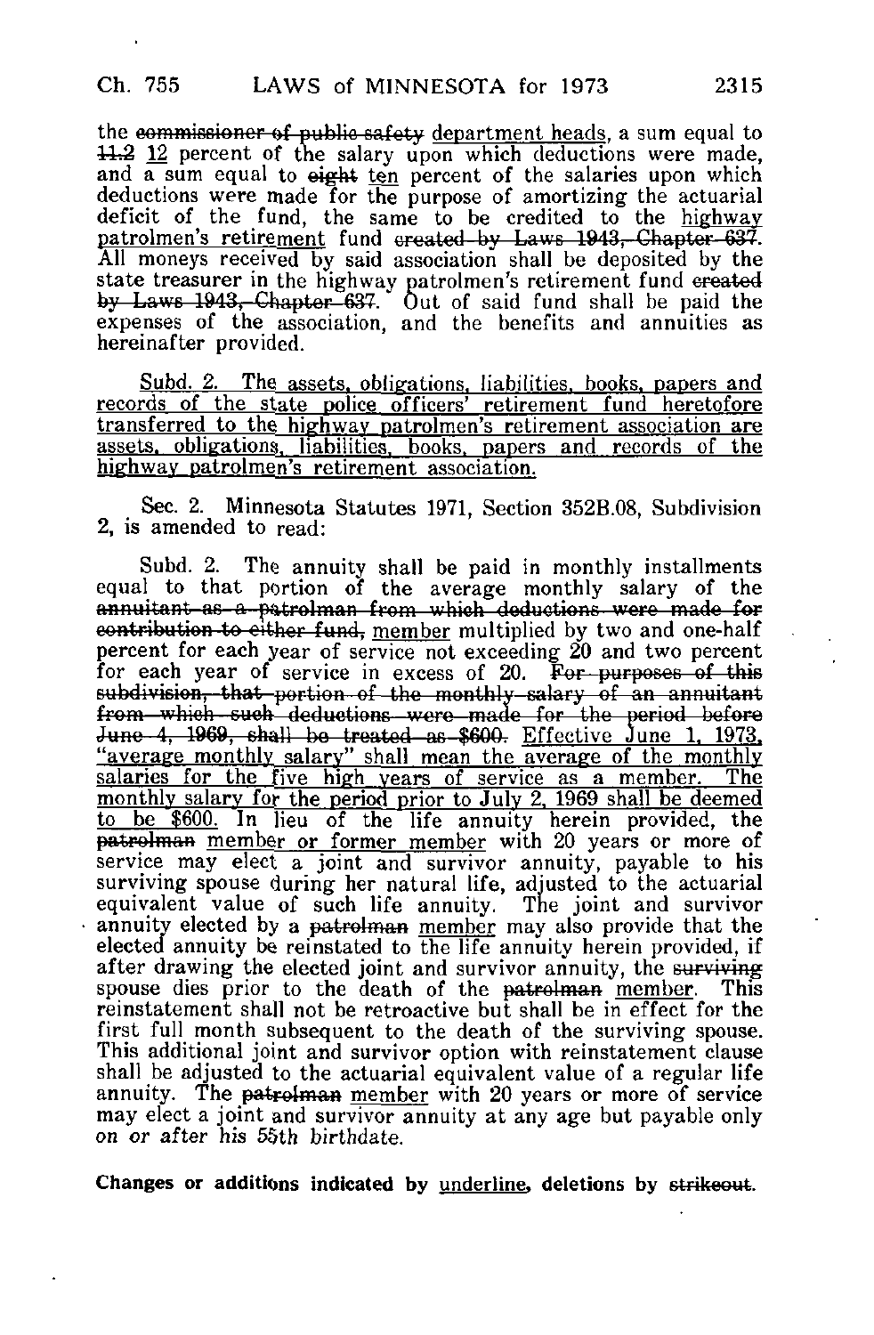the ~~commissioner of public safety~~ <u>department heads</u>, a sum equal to ~~11.2~~ <u>12</u> percent of the salary upon which deductions were made, and a sum equal to ~~eight~~ <u>ten</u> percent of the salaries upon which deductions were made for the purpose of amortizing the actuarial deficit of the fund, the same to be credited to the <u>highway patrolmen's retirement</u> fund ~~created by Laws 1943, Chapter 637~~. All moneys received by said association shall be deposited by the state treasurer in the highway patrolmen's retirement fund ~~created by Laws 1943, Chapter 637~~. Out of said fund shall be paid the expenses of the association, and the benefits and annuities as hereinafter provided.

<u>Subd. 2. The assets, obligations, liabilities, books, papers and records of the state police officers' retirement fund heretofore transferred to the highway patrolmen's retirement association are assets, obligations, liabilities, books, papers and records of the highway patrolmen's retirement association.</u>

Sec. 2. Minnesota Statutes 1971, Section 352B.08, Subdivision 2, is amended to read:

Subd. 2. The annuity shall be paid in monthly installments equal to that portion of the average monthly salary of the ~~annuitant as a patrolman from which deductions were made for contribution to either fund,~~ <u>member</u> multiplied by two and one-half percent for each year of service not exceeding 20 and two percent for each year of service in excess of 20. ~~For purposes of this subdivision, that portion of the monthly salary of an annuitant from which such deductions were made for the period before June 4, 1969, shall be treated as $600.~~ <u>Effective June 1, 1973, "average monthly salary" shall mean the average of the monthly salaries for the five high years of service as a member. The monthly salary for the period prior to July 2, 1969 shall be deemed to be $600.</u> In lieu of the life annuity herein provided, the ~~patrolman~~ <u>member or former member</u> with 20 years or more of service may elect a joint and survivor annuity, payable to his surviving spouse during her natural life, adjusted to the actuarial equivalent value of such life annuity. The joint and survivor annuity elected by a ~~patrolman~~ <u>member</u> may also provide that the elected annuity be reinstated to the life annuity herein provided, if after drawing the elected joint and survivor annuity, the ~~surviving~~ spouse dies prior to the death of the ~~patrolman~~ <u>member</u>. This reinstatement shall not be retroactive but shall be in effect for the first full month subsequent to the death of the surviving spouse. This additional joint and survivor option with reinstatement clause shall be adjusted to the actuarial equivalent value of a regular life annuity. The ~~patrolman~~ <u>member</u> with 20 years or more of service may elect a joint and survivor annuity at any age but payable only on or after his 55th birthdate.

**Changes or additions indicated by <u>underline</u>, deletions by ~~strikeout~~.**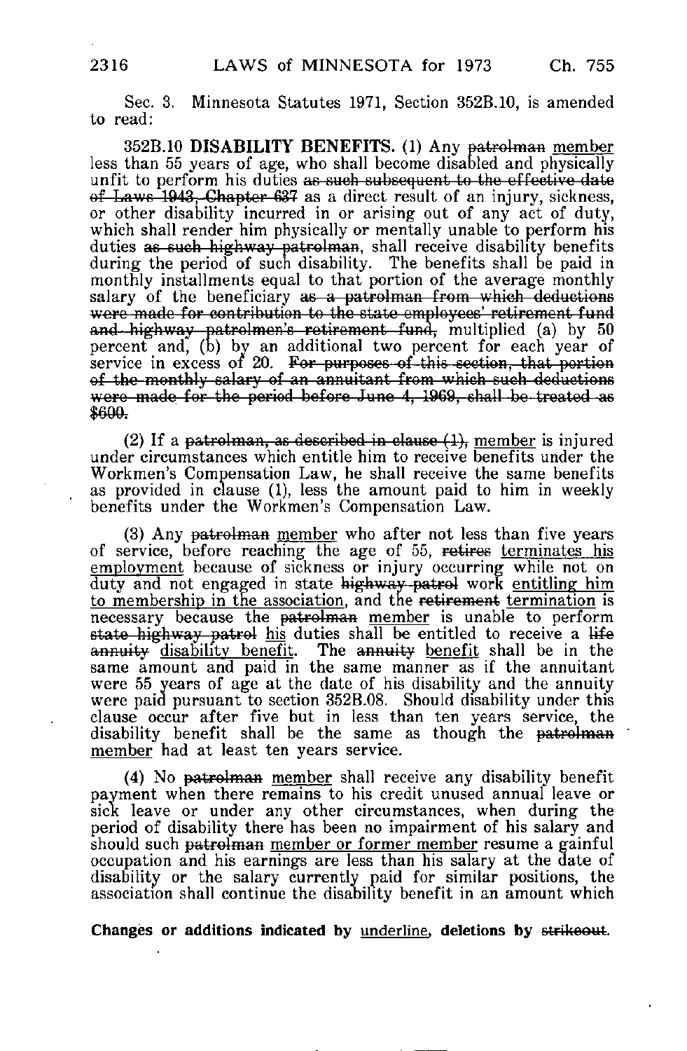Sec. 3. Minnesota Statutes 1971, Section 352B.10, is amended to read:

352B.10 **DISABILITY BENEFITS.** (1) Any ~~patrolman~~ <u>member</u> less than 55 years of age, who shall become disabled and physically unfit to perform his duties ~~as such subsequent to the effective date of Laws 1943, Chapter 637~~ as a direct result of an injury, sickness, or other disability incurred in or arising out of any act of duty, which shall render him physically or mentally unable to perform his duties ~~as such highway patrolman~~, shall receive disability benefits during the period of such disability. The benefits shall be paid in monthly installments equal to that portion of the average monthly salary of the beneficiary ~~as a patrolman from which deductions were made for contribution to the state employees' retirement fund and highway patrolmen's retirement fund~~, multiplied (a) by 50 percent and, (b) by an additional two percent for each year of service in excess of 20. ~~For purposes of this section, that portion of the monthly salary of an annuitant from which such deductions were made for the period before June 4, 1969, shall be treated as $600.~~

(2) If a ~~patrolman, as described in clause (1),~~ <u>member</u> is injured under circumstances which entitle him to receive benefits under the Workmen's Compensation Law, he shall receive the same benefits as provided in clause (1), less the amount paid to him in weekly benefits under the Workmen's Compensation Law.

(3) Any ~~patrolman~~ <u>member</u> who after not less than five years of service, before reaching the age of 55, ~~retires~~ <u>terminates his employment</u> because of sickness or injury occurring while not on duty and not engaged in state ~~highway patrol~~ work <u>entitling him to membership in the association</u>, and the ~~retirement~~ <u>termination</u> is necessary because the ~~patrolman~~ <u>member</u> is unable to perform ~~state highway patrol~~ <u>his</u> duties shall be entitled to receive a ~~life annuity~~ <u>disability benefit</u>. The ~~annuity~~ <u>benefit</u> shall be in the same amount and paid in the same manner as if the annuitant were 55 years of age at the date of his disability and the annuity were paid pursuant to section 352B.08. Should disability under this clause occur after five but in less than ten years service, the disability benefit shall be the same as though the ~~patrolman~~ <u>member</u> had at least ten years service.

(4) No ~~patrolman~~ <u>member</u> shall receive any disability benefit payment when there remains to his credit unused annual leave or sick leave or under any other circumstances, when during the period of disability there has been no impairment of his salary and should such ~~patrolman~~ <u>member or former member</u> resume a gainful occupation and his earnings are less than his salary at the date of disability or the salary currently paid for similar positions, the association shall continue the disability benefit in an amount which

**Changes or additions indicated by <u>underline</u>, deletions by ~~strikeout~~.**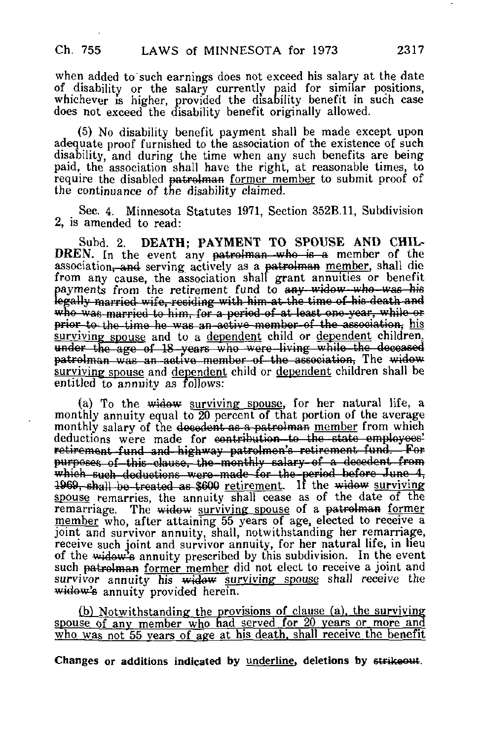when added to such earnings does not exceed his salary at the date of disability or the salary currently paid for similar positions, whichever is higher, provided the disability benefit in such case does not exceed the disability benefit originally allowed.

(5) No disability benefit payment shall be made except upon adequate proof furnished to the association of the existence of such disability, and during the time when any such benefits are being paid, the association shall have the right, at reasonable times, to require the disabled ~~patrolman~~ <u>former member</u> to submit proof of the continuance of the disability claimed.

Sec. 4. Minnesota Statutes 1971, Section 352B.11, Subdivision 2, is amended to read:

Subd. 2. **DEATH; PAYMENT TO SPOUSE AND CHILDREN.** In the event any ~~patrolman who is a~~ member of the association~~, and~~ serving actively as a ~~patrolman~~ <u>member</u>, shall die from any cause, the association shall grant annuities or benefit payments from the retirement fund to ~~any widow who was his legally married wife, residing with him at the time of his death and who was married to him, for a period of at least one year, while or prior to the time he was an active member of the association,~~ <u>his surviving spouse</u> and to a <u>dependent</u> child or <u>dependent</u> children~~, under the age of 18 years who were living while the deceased patrolman was an active member of the association,~~. The ~~widow~~ <u>surviving spouse</u> and <u>dependent</u> child or <u>dependent</u> children shall be entitled to annuity as follows:

(a) To the ~~widow~~ <u>surviving spouse</u>, for her natural life, a monthly annuity equal to 20 percent of that portion of the average monthly salary of the ~~decedent as a patrolman~~ <u>member</u> from which deductions were made for ~~contribution to the state employees' retirement fund and highway patrolmen's retirement fund. For purposes of this clause, the monthly salary of a decedent from which such deductions were made for the period before June 4, 1969, shall be treated as $600~~ <u>retirement</u>. If the ~~widow~~ <u>surviving spouse</u> remarries, the annuity shall cease as of the date of the remarriage. The ~~widow~~ <u>surviving spouse</u> of a ~~patrolman~~ <u>former member</u> who, after attaining 55 years of age, elected to receive a joint and survivor annuity, shall, notwithstanding her remarriage, receive such joint and survivor annuity, for her natural life, in lieu of the ~~widow's~~ annuity prescribed by this subdivision. In the event such ~~patrolman~~ <u>former member</u> did not elect to receive a joint and survivor annuity his ~~widow~~ <u>surviving spouse</u> shall receive the ~~widow's~~ annuity provided herein.

<u>(b) Notwithstanding the provisions of clause (a), the surviving spouse of any member who had served for 20 years or more and who was not 55 years of age at his death, shall receive the benefit</u>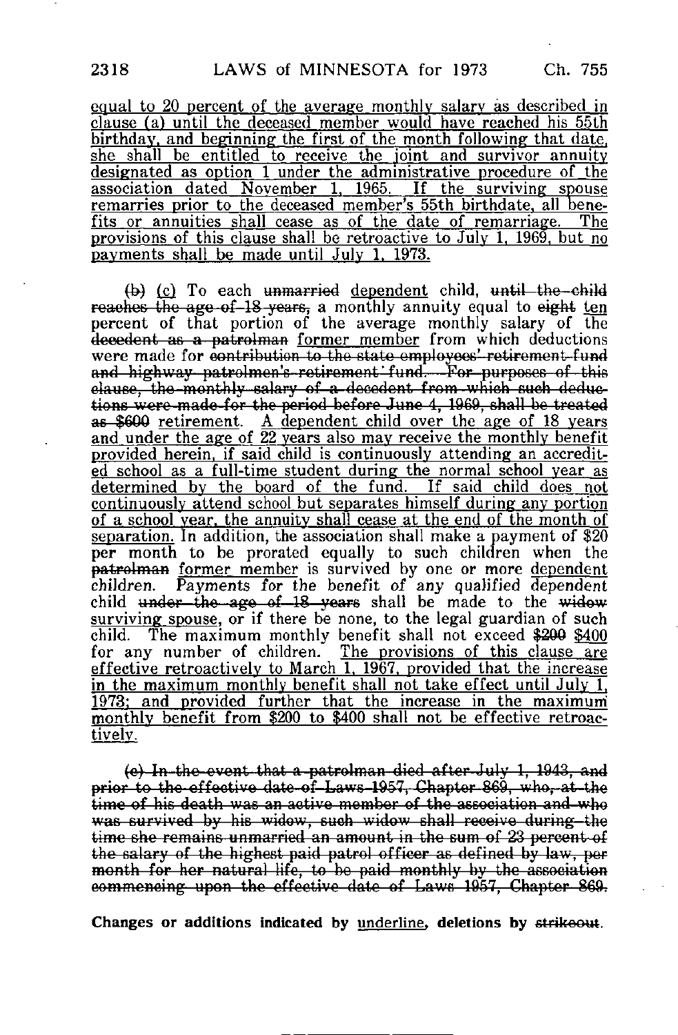<u>equal to 20 percent of the average monthly salary as described in clause (a) until the deceased member would have reached his 55th birthday, and beginning the first of the month following that date, she shall be entitled to receive the joint and survivor annuity designated as option 1 under the administrative procedure of the association dated November 1, 1965. If the surviving spouse remarries prior to the deceased member's 55th birthdate, all benefits or annuities shall cease as of the date of remarriage. The provisions of this clause shall be retroactive to July 1, 1969, but no payments shall be made until July 1, 1973.</u>

~~(b)~~ <u>(c)</u> To each ~~unmarried~~ <u>dependent</u> child, ~~until the child reaches the age of 18 years,~~ a monthly annuity equal to ~~eight~~ <u>ten</u> percent of that portion of the average monthly salary of the ~~decedent as a patrolman~~ <u>former member</u> from which deductions were made for ~~contribution to the state employees' retirement fund and highway patrolmen's retirement fund. For purposes of this clause, the monthly salary of a decedent from which such deductions were made for the period before June 4, 1969, shall be treated as $600~~ <u>retirement</u>. <u>A dependent child over the age of 18 years and under the age of 22 years also may receive the monthly benefit provided herein, if said child is continuously attending an accredited school as a full-time student during the normal school year as determined by the board of the fund. If said child does not continuously attend school but separates himself during any portion of a school year, the annuity shall cease at the end of the month of separation.</u> In addition, the association shall make a payment of $20 per month to be prorated equally to such children when the ~~patrolman~~ <u>former member</u> is survived by one or more <u>dependent</u> children. *Payments for the benefit of any qualified dependent* child ~~under the age of 18 years~~ shall be made to the ~~widow~~ <u>surviving spouse</u>, or if there be none, to the legal guardian of such child. The maximum monthly benefit shall not exceed ~~$200~~ <u>$400</u> for any number of children. <u>The provisions of this clause are effective retroactively to March 1, 1967, provided that the increase in the maximum monthly benefit shall not take effect until July 1, 1973; and provided further that the increase in the maximum monthly benefit from $200 to $400 shall not be effective retroactively.</u>

~~(c) In the event that a patrolman died after July 1, 1943, and prior to the effective date of Laws 1957, Chapter 869, who, at the time of his death was an active member of the association and who was survived by his widow, such widow shall receive during the time she remains unmarried an amount in the sum of 23 percent of the salary of the highest paid patrol officer as defined by law, per month for her natural life, to be paid monthly by the association commencing upon the effective date of Laws 1957, Chapter 869.~~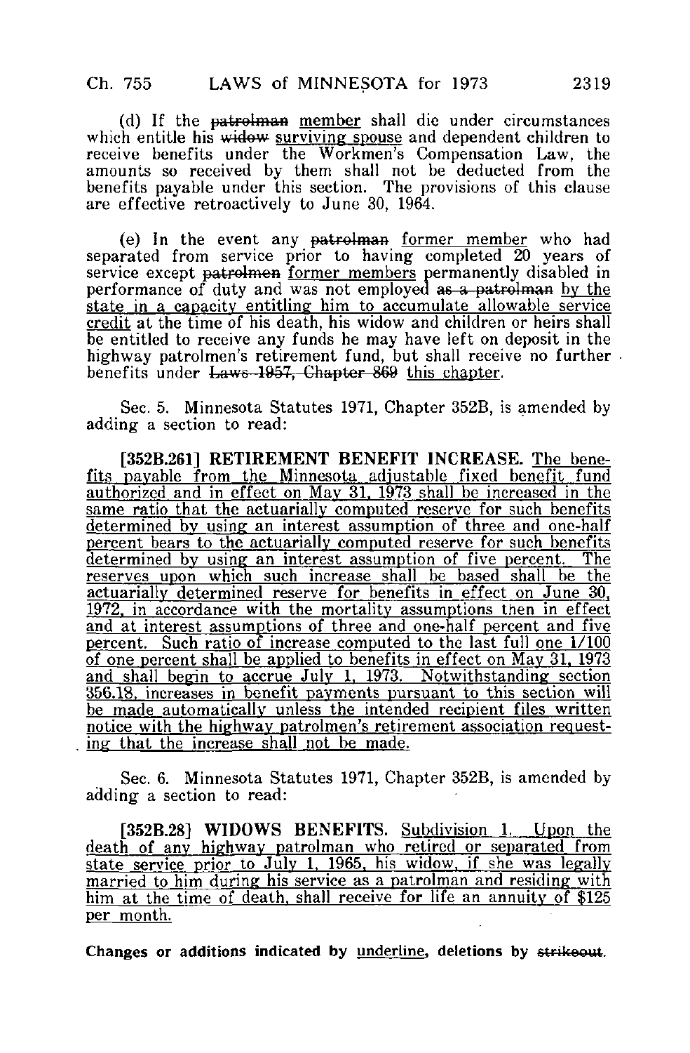(d) If the ~~patrolman~~ <u>member</u> shall die under circumstances which entitle his ~~widow~~ <u>surviving spouse</u> and dependent children to receive benefits under the Workmen's Compensation Law, the amounts so received by them shall not be deducted from the benefits payable under this section. The provisions of this clause are effective retroactively to June 30, 1964.

(e) In the event any ~~patrolman~~ <u>former member</u> who had separated from service prior to having completed 20 years of service except ~~patrolmen~~ <u>former members</u> permanently disabled in performance of duty and was not employed ~~as a patrolman~~ <u>by the state in a capacity entitling him to accumulate allowable service credit</u> at the time of his death, his widow and children or heirs shall be entitled to receive any funds he may have left on deposit in the highway patrolmen's retirement fund, but shall receive no further benefits under ~~Laws 1957, Chapter 869~~ <u>this chapter</u>.

Sec. 5. Minnesota Statutes 1971, Chapter 352B, is amended by adding a section to read:

**[352B.261] RETIREMENT BENEFIT INCREASE.** <u>The benefits payable from the Minnesota adjustable fixed benefit fund authorized and in effect on May 31, 1973 shall be increased in the same ratio that the actuarially computed reserve for such benefits determined by using an interest assumption of three and one-half percent bears to the actuarially computed reserve for such benefits determined by using an interest assumption of five percent. The reserves upon which such increase shall be based shall be the actuarially determined reserve for benefits in effect on June 30, 1972, in accordance with the mortality assumptions then in effect and at interest assumptions of three and one-half percent and five percent. Such ratio of increase computed to the last full one 1/100 of one percent shall be applied to benefits in effect on May 31, 1973 and shall begin to accrue July 1, 1973. Notwithstanding section 356.18, increases in benefit payments pursuant to this section will be made automatically unless the intended recipient files written notice with the highway patrolmen's retirement association requesting that the increase shall not be made.</u>

Sec. 6. Minnesota Statutes 1971, Chapter 352B, is amended by adding a section to read:

**[352B.28] WIDOWS BENEFITS.** <u>Subdivision 1. Upon the death of any highway patrolman who retired or separated from state service prior to July 1, 1965, his widow, if she was legally married to him during his service as a patrolman and residing with him at the time of death, shall receive for life an annuity of $125 per month.</u>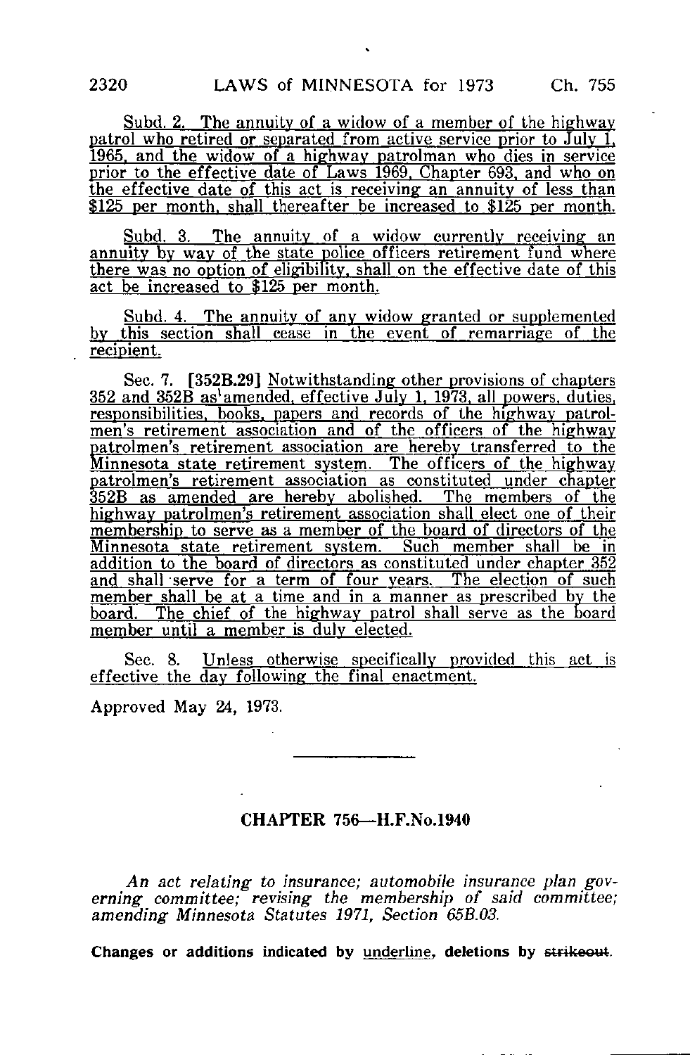Subd. 2. The annuity of a widow of a member of the highway patrol who retired or separated from active service prior to July 1, 1965, and the widow of a highway patrolman who dies in service prior to the effective date of Laws 1969, Chapter 693, and who on the effective date of this act is receiving an annuity of less than $125 per month, shall thereafter be increased to $125 per month.

Subd. 3. The annuity of a widow currently receiving an annuity by way of the state police officers retirement fund where there was no option of eligibility, shall on the effective date of this act be increased to $125 per month.

Subd. 4. The annuity of any widow granted or supplemented by this section shall cease in the event of remarriage of the recipient.

Sec. 7. [352B.29] Notwithstanding other provisions of chapters 352 and 352B as amended, effective July 1, 1973, all powers, duties, responsibilities, books, papers and records of the highway patrolmen's retirement association and of the officers of the highway patrolmen's retirement association are hereby transferred to the Minnesota state retirement system. The officers of the highway patrolmen's retirement association as constituted under chapter 352B as amended are hereby abolished. The members of the highway patrolmen's retirement association shall elect one of their membership to serve as a member of the board of directors of the Minnesota state retirement system. Such member shall be in addition to the board of directors as constituted under chapter 352 and shall serve for a term of four years. The election of such member shall be at a time and in a manner as prescribed by the board. The chief of the highway patrol shall serve as the board member until a member is duly elected.

Sec. 8. Unless otherwise specifically provided this act is effective the day following the final enactment.

Approved May 24, 1973.

---

## CHAPTER 756—H.F.No.1940

*An act relating to insurance; automobile insurance plan governing committee; revising the membership of said committee; amending Minnesota Statutes 1971, Section 65B.03.*

**Changes or additions indicated by underline, deletions by ~~strikeout~~.**